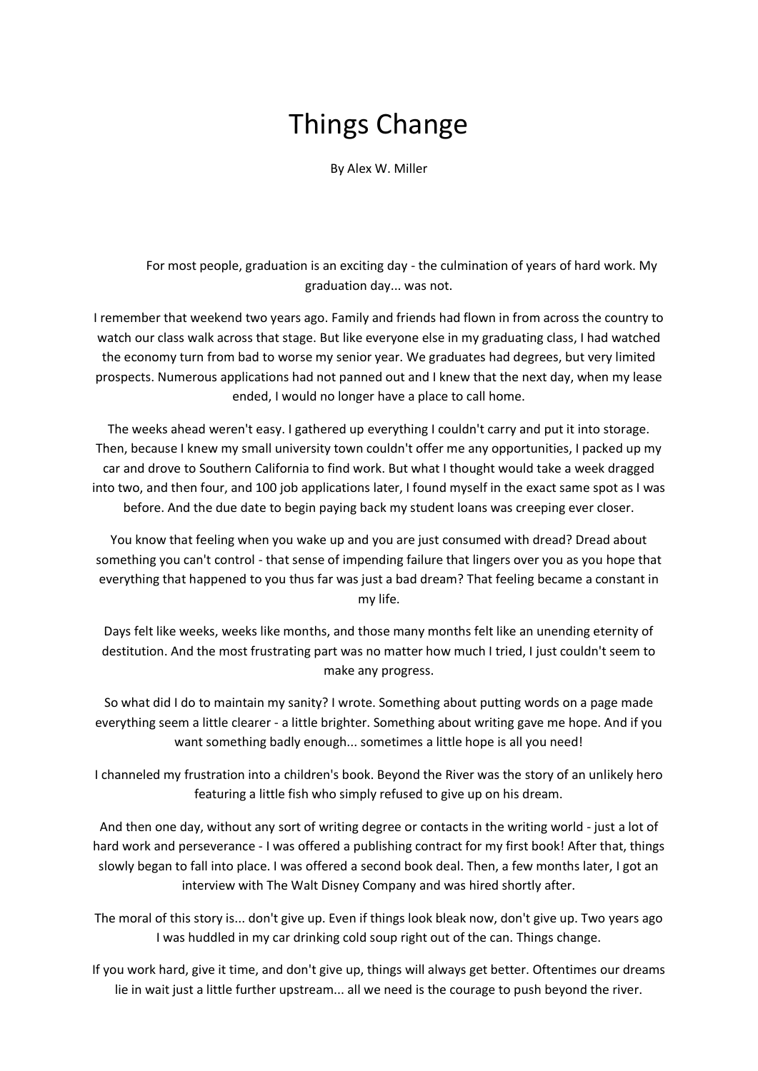# Things Change

By Alex W. Miller

For most people, graduation is an exciting day - the culmination of years of hard work. My graduation day... was not.

I remember that weekend two years ago. Family and friends had flown in from across the country to watch our class walk across that stage. But like everyone else in my graduating class, I had watched the economy turn from bad to worse my senior year. We graduates had degrees, but very limited prospects. Numerous applications had not panned out and I knew that the next day, when my lease ended, I would no longer have a place to call home.

The weeks ahead weren't easy. I gathered up everything I couldn't carry and put it into storage. Then, because I knew my small university town couldn't offer me any opportunities, I packed up my car and drove to Southern California to find work. But what I thought would take a week dragged into two, and then four, and 100 job applications later, I found myself in the exact same spot as I was before. And the due date to begin paying back my student loans was creeping ever closer.

You know that feeling when you wake up and you are just consumed with dread? Dread about something you can't control - that sense of impending failure that lingers over you as you hope that everything that happened to you thus far was just a bad dream? That feeling became a constant in my life.

Days felt like weeks, weeks like months, and those many months felt like an unending eternity of destitution. And the most frustrating part was no matter how much I tried, I just couldn't seem to make any progress.

So what did I do to maintain my sanity? I wrote. Something about putting words on a page made everything seem a little clearer - a little brighter. Something about writing gave me hope. And if you want something badly enough... sometimes a little hope is all you need!

I channeled my frustration into a children's book. Beyond the River was the story of an unlikely hero featuring a little fish who simply refused to give up on his dream.

And then one day, without any sort of writing degree or contacts in the writing world - just a lot of hard work and perseverance - I was offered a publishing contract for my first book! After that, things slowly began to fall into place. I was offered a second book deal. Then, a few months later, I got an interview with The Walt Disney Company and was hired shortly after.

The moral of this story is... don't give up. Even if things look bleak now, don't give up. Two years ago I was huddled in my car drinking cold soup right out of the can. Things change.

If you work hard, give it time, and don't give up, things will always get better. Oftentimes our dreams lie in wait just a little further upstream... all we need is the courage to push beyond the river.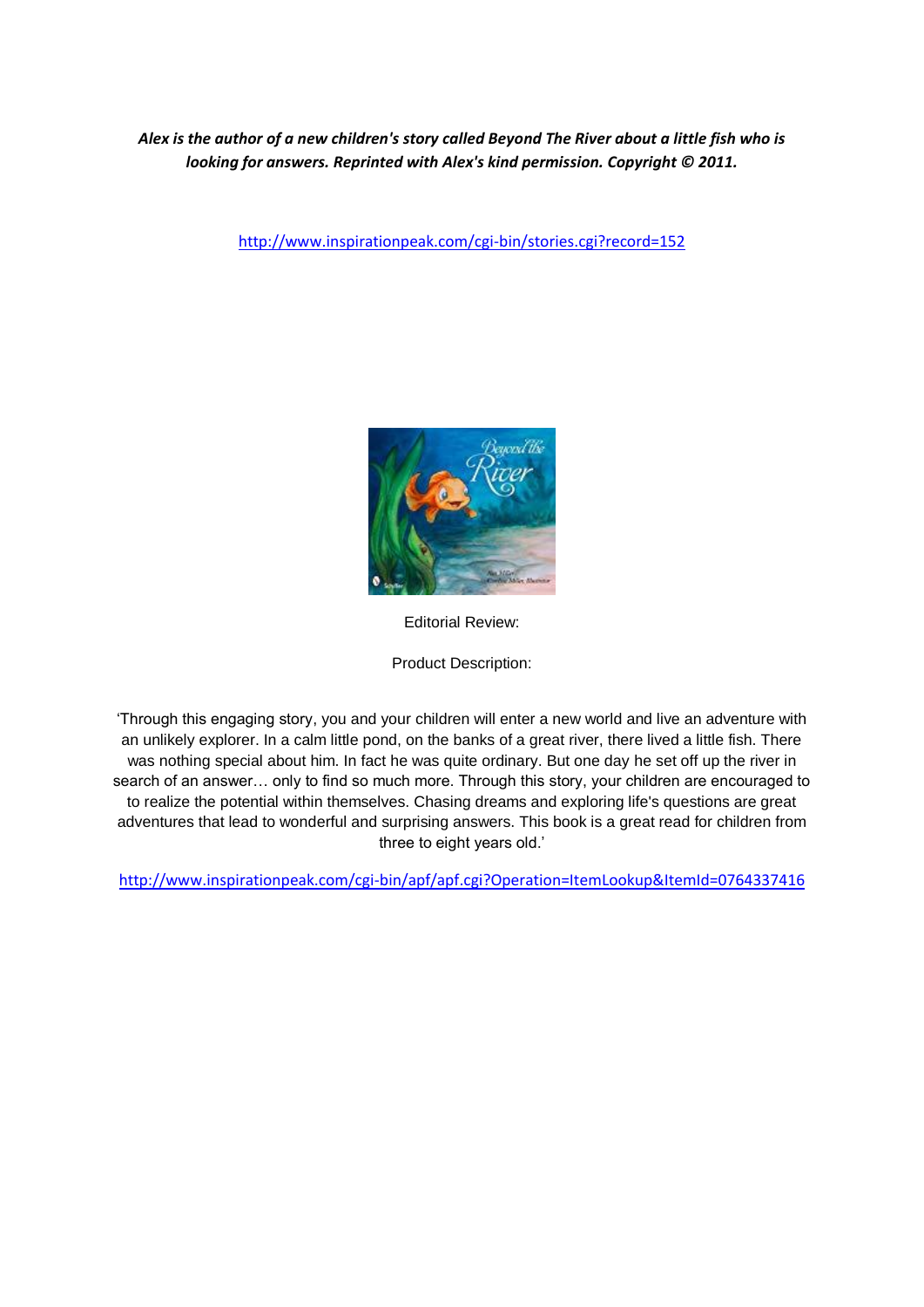***Alex is the author of a new children's story called Beyond The River about a little fish who is looking for answers. Reprinted with Alex's kind permission. Copyright © 2011.***

http://www.inspirationpeak.com/cgi-bin/stories.cgi?record=152

Editorial Review:

Product Description:

'Through this engaging story, you and your children will enter a new world and live an adventure with an unlikely explorer. In a calm little pond, on the banks of a great river, there lived a little fish. There was nothing special about him. In fact he was quite ordinary. But one day he set off up the river in search of an answer… only to find so much more. Through this story, your children are encouraged to to realize the potential within themselves. Chasing dreams and exploring life's questions are great adventures that lead to wonderful and surprising answers. This book is a great read for children from three to eight years old.'

http://www.inspirationpeak.com/cgi-bin/apf/apf.cgi?Operation=ItemLookup&ItemId=0764337416